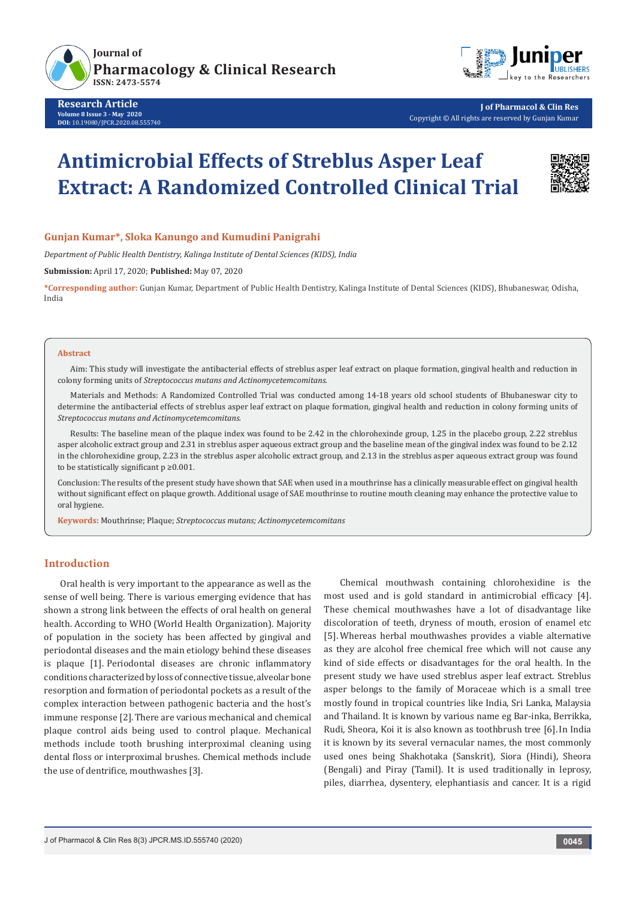Research Article
Volume 8 Issue 3 - May 2020
DOI: 10.19080/JPCR.2020.08.555740

# Antimicrobial Effects of Streblus Asper Leaf Extract: A Randomized Controlled Clinical Trial

**Gunjan Kumar*, Sloka Kanungo and Kumudini Panigrahi**

*Department of Public Health Dentistry, Kalinga Institute of Dental Sciences (KIDS), India*

**Submission:** April 17, 2020; **Published:** May 07, 2020

***Corresponding author:** Gunjan Kumar, Department of Public Health Dentistry, Kalinga Institute of Dental Sciences (KIDS), Bhubaneswar, Odisha, India

## Abstract

Aim: This study will investigate the antibacterial effects of streblus asper leaf extract on plaque formation, gingival health and reduction in colony forming units of *Streptococcus mutans and Actinomycetemcomitans.*

Materials and Methods: A Randomized Controlled Trial was conducted among 14-18 years old school students of Bhubaneswar city to determine the antibacterial effects of streblus asper leaf extract on plaque formation, gingival health and reduction in colony forming units of *Streptococcus mutans and Actinomycetemcomitans.*

Results: The baseline mean of the plaque index was found to be 2.42 in the chlorohexinde group, 1.25 in the placebo group, 2.22 streblus asper alcoholic extract group and 2.31 in streblus asper aqueous extract group and the baseline mean of the gingival index was found to be 2.12 in the chlorohexidine group, 2.23 in the streblus asper alcoholic extract group, and 2.13 in the streblus asper aqueous extract group was found to be statistically significant p ≥0.001.

Conclusion: The results of the present study have shown that SAE when used in a mouthrinse has a clinically measurable effect on gingival health without significant effect on plaque growth. Additional usage of SAE mouthrinse to routine mouth cleaning may enhance the protective value to oral hygiene.

**Keywords:** Mouthrinse; Plaque; *Streptococcus mutans; Actinomycetemcomitans*

## Introduction

Oral health is very important to the appearance as well as the sense of well being. There is various emerging evidence that has shown a strong link between the effects of oral health on general health. According to WHO (World Health Organization). Majority of population in the society has been affected by gingival and periodontal diseases and the main etiology behind these diseases is plaque [1]. Periodontal diseases are chronic inflammatory conditions characterized by loss of connective tissue, alveolar bone resorption and formation of periodontal pockets as a result of the complex interaction between pathogenic bacteria and the host's immune response [2]. There are various mechanical and chemical plaque control aids being used to control plaque. Mechanical methods include tooth brushing interproximal cleaning using dental floss or interproximal brushes. Chemical methods include the use of dentrifice, mouthwashes [3].

Chemical mouthwash containing chlorohexidine is the most used and is gold standard in antimicrobial efficacy [4]. These chemical mouthwashes have a lot of disadvantage like discoloration of teeth, dryness of mouth, erosion of enamel etc [5]. Whereas herbal mouthwashes provides a viable alternative as they are alcohol free chemical free which will not cause any kind of side effects or disadvantages for the oral health. In the present study we have used streblus asper leaf extract. Streblus asper belongs to the family of Moraceae which is a small tree mostly found in tropical countries like India, Sri Lanka, Malaysia and Thailand. It is known by various name eg Bar-inka, Berrikka, Rudi, Sheora, Koi it is also known as toothbrush tree [6]. In India it is known by its several vernacular names, the most commonly used ones being Shakhotaka (Sanskrit), Siora (Hindi), Sheora (Bengali) and Piray (Tamil). It is used traditionally in leprosy, piles, diarrhea, dysentery, elephantiasis and cancer. It is a rigid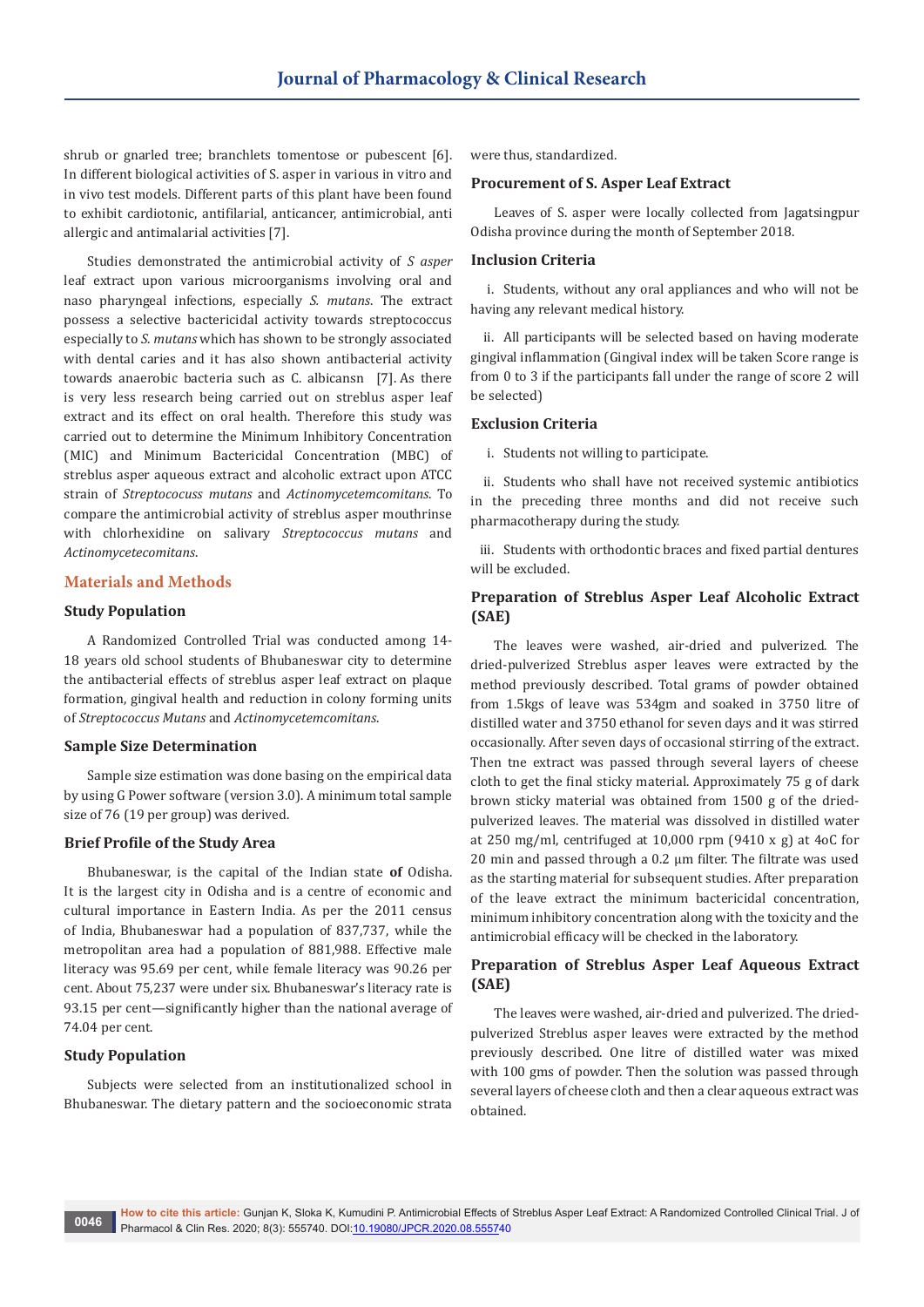shrub or gnarled tree; branchlets tomentose or pubescent [6]. In different biological activities of S. asper in various in vitro and in vivo test models. Different parts of this plant have been found to exhibit cardiotonic, antifilarial, anticancer, antimicrobial, anti allergic and antimalarial activities [7].

Studies demonstrated the antimicrobial activity of *S asper* leaf extract upon various microorganisms involving oral and naso pharyngeal infections, especially *S. mutans*. The extract possess a selective bactericidal activity towards streptococcus especially to *S. mutans* which has shown to be strongly associated with dental caries and it has also shown antibacterial activity towards anaerobic bacteria such as C. albicansn [7]. As there is very less research being carried out on streblus asper leaf extract and its effect on oral health. Therefore this study was carried out to determine the Minimum Inhibitory Concentration (MIC) and Minimum Bactericidal Concentration (MBC) of streblus asper aqueous extract and alcoholic extract upon ATCC strain of *Streptococuss mutans* and *Actinomycetemcomitans*. To compare the antimicrobial activity of streblus asper mouthrinse with chlorhexidine on salivary *Streptococcus mutans* and *Actinomycetecomitans*.

## Materials and Methods

### Study Population

A Randomized Controlled Trial was conducted among 14-18 years old school students of Bhubaneswar city to determine the antibacterial effects of streblus asper leaf extract on plaque formation, gingival health and reduction in colony forming units of *Streptococcus Mutans* and *Actinomycetemcomitans*.

### Sample Size Determination

Sample size estimation was done basing on the empirical data by using G Power software (version 3.0). A minimum total sample size of 76 (19 per group) was derived.

### Brief Profile of the Study Area

Bhubaneswar, is the capital of the Indian state **of** Odisha. It is the largest city in Odisha and is a centre of economic and cultural importance in Eastern India. As per the 2011 census of India, Bhubaneswar had a population of 837,737, while the metropolitan area had a population of 881,988. Effective male literacy was 95.69 per cent, while female literacy was 90.26 per cent. About 75,237 were under six. Bhubaneswar's literacy rate is 93.15 per cent—significantly higher than the national average of 74.04 per cent.

### Study Population

Subjects were selected from an institutionalized school in Bhubaneswar. The dietary pattern and the socioeconomic strata were thus, standardized.

### Procurement of S. Asper Leaf Extract

Leaves of S. asper were locally collected from Jagatsingpur Odisha province during the month of September 2018.

### Inclusion Criteria

i. Students, without any oral appliances and who will not be having any relevant medical history.

ii. All participants will be selected based on having moderate gingival inflammation (Gingival index will be taken Score range is from 0 to 3 if the participants fall under the range of score 2 will be selected)

### Exclusion Criteria

i. Students not willing to participate.

ii. Students who shall have not received systemic antibiotics in the preceding three months and did not receive such pharmacotherapy during the study.

iii. Students with orthodontic braces and fixed partial dentures will be excluded.

### Preparation of Streblus Asper Leaf Alcoholic Extract (SAE)

The leaves were washed, air-dried and pulverized. The dried-pulverized Streblus asper leaves were extracted by the method previously described. Total grams of powder obtained from 1.5kgs of leave was 534gm and soaked in 3750 litre of distilled water and 3750 ethanol for seven days and it was stirred occasionally. After seven days of occasional stirring of the extract. Then tne extract was passed through several layers of cheese cloth to get the final sticky material. Approximately 75 g of dark brown sticky material was obtained from 1500 g of the dried-pulverized leaves. The material was dissolved in distilled water at 250 mg/ml, centrifuged at 10,000 rpm (9410 x g) at 4oC for 20 min and passed through a 0.2 µm filter. The filtrate was used as the starting material for subsequent studies. After preparation of the leave extract the minimum bactericidal concentration, minimum inhibitory concentration along with the toxicity and the antimicrobial efficacy will be checked in the laboratory.

### Preparation of Streblus Asper Leaf Aqueous Extract (SAE)

The leaves were washed, air-dried and pulverized. The dried-pulverized Streblus asper leaves were extracted by the method previously described. One litre of distilled water was mixed with 100 gms of powder. Then the solution was passed through several layers of cheese cloth and then a clear aqueous extract was obtained.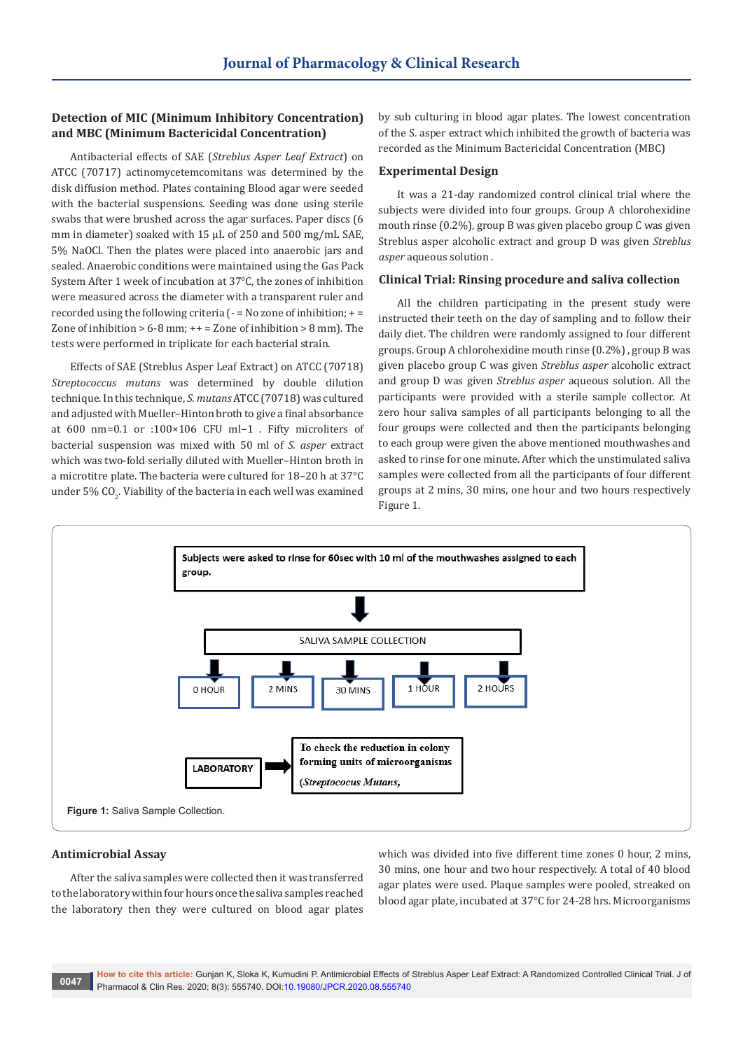### Detection of MIC (Minimum Inhibitory Concentration) and MBC (Minimum Bactericidal Concentration)

Antibacterial effects of SAE (*Streblus Asper Leaf Extract*) on ATCC (70717) actinomycetemcomitans was determined by the disk diffusion method. Plates containing Blood agar were seeded with the bacterial suspensions. Seeding was done using sterile swabs that were brushed across the agar surfaces. Paper discs (6 mm in diameter) soaked with 15 μL of 250 and 500 mg/mL SAE, 5% NaOCl. Then the plates were placed into anaerobic jars and sealed. Anaerobic conditions were maintained using the Gas Pack System After 1 week of incubation at 37°C, the zones of inhibition were measured across the diameter with a transparent ruler and recorded using the following criteria (- = No zone of inhibition; + = Zone of inhibition > 6-8 mm; ++ = Zone of inhibition > 8 mm). The tests were performed in triplicate for each bacterial strain.

Effects of SAE (Streblus Asper Leaf Extract) on ATCC (70718) *Streptococcus mutans* was determined by double dilution technique. In this technique, *S. mutans* ATCC (70718) was cultured and adjusted with Mueller–Hinton broth to give a final absorbance at 600 nm=0.1 or :100×106 CFU ml−1 . Fifty microliters of bacterial suspension was mixed with 50 ml of *S. asper* extract which was two-fold serially diluted with Mueller–Hinton broth in a microtitre plate. The bacteria were cultured for 18–20 h at 37°C under 5% $CO_2$. Viability of the bacteria in each well was examined by sub culturing in blood agar plates. The lowest concentration of the S. asper extract which inhibited the growth of bacteria was recorded as the Minimum Bactericidal Concentration (MBC)

### Experimental Design

It was a 21-day randomized control clinical trial where the subjects were divided into four groups. Group A chlorohexidine mouth rinse (0.2%), group B was given placebo group C was given Streblus asper alcoholic extract and group D was given *Streblus asper* aqueous solution .

### Clinical Trial: Rinsing procedure and saliva collection

All the children participating in the present study were instructed their teeth on the day of sampling and to follow their daily diet. The children were randomly assigned to four different groups. Group A chlorohexidine mouth rinse (0.2%) , group B was given placebo group C was given *Streblus asper* alcoholic extract and group D was given *Streblus asper* aqueous solution. All the participants were provided with a sterile sample collector. At zero hour saliva samples of all participants belonging to all the four groups were collected and then the participants belonging to each group were given the above mentioned mouthwashes and asked to rinse for one minute. After which the unstimulated saliva samples were collected from all the participants of four different groups at 2 mins, 30 mins, one hour and two hours respectively Figure 1.

Subjects were asked to rinse for 60sec with 10 ml of the mouthwashes assigned to each group.

SALIVA SAMPLE COLLECTION

0 HOUR | 2 MINS | 30 MINS | 1 HOUR | 2 HOURS

LABORATORY → To check the reduction in colony forming units of microorganisms (*Streptococus Mutans*,

**Figure 1:** Saliva Sample Collection.

### Antimicrobial Assay

After the saliva samples were collected then it was transferred to the laboratory within four hours once the saliva samples reached the laboratory then they were cultured on blood agar plates which was divided into five different time zones 0 hour, 2 mins, 30 mins, one hour and two hour respectively. A total of 40 blood agar plates were used. Plaque samples were pooled, streaked on blood agar plate, incubated at 37°C for 24-28 hrs. Microorganisms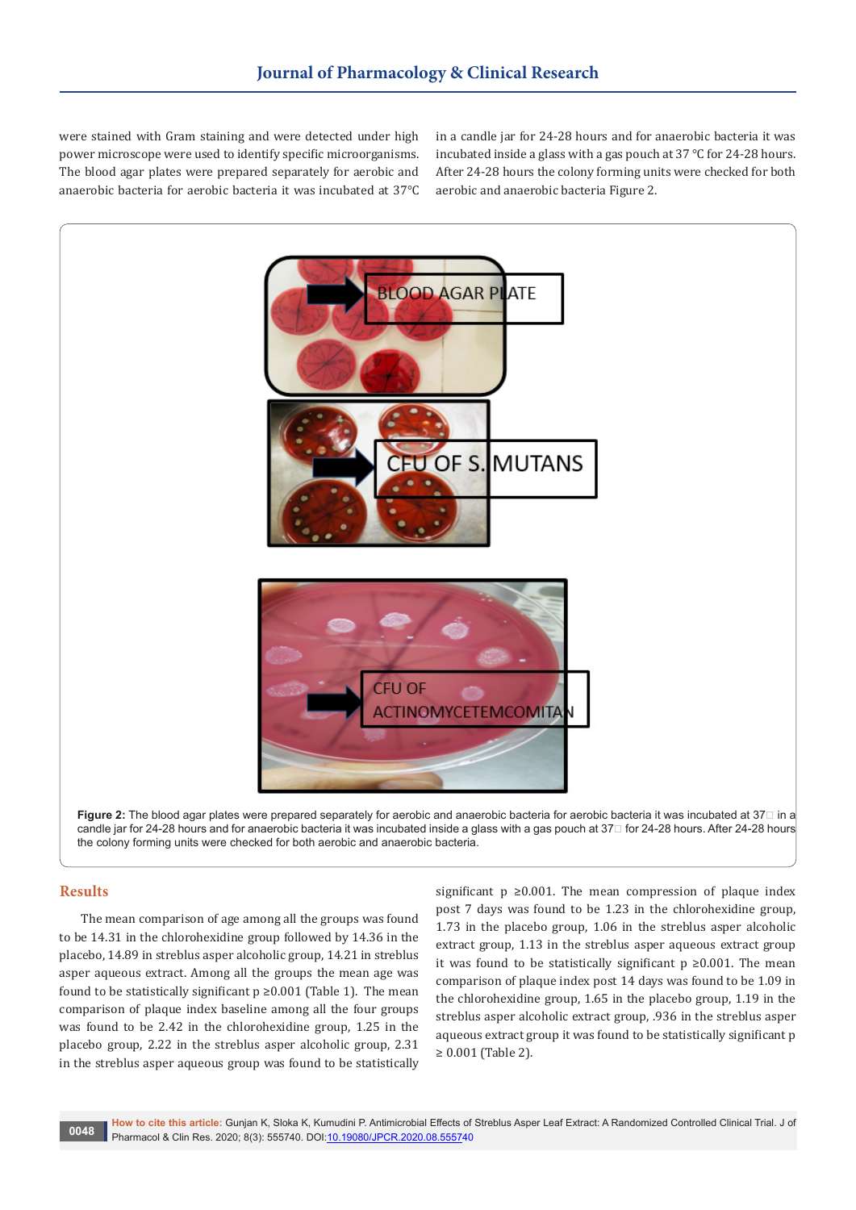were stained with Gram staining and were detected under high power microscope were used to identify specific microorganisms. The blood agar plates were prepared separately for aerobic and anaerobic bacteria for aerobic bacteria it was incubated at 37°C in a candle jar for 24-28 hours and for anaerobic bacteria it was incubated inside a glass with a gas pouch at 37 °C for 24-28 hours. After 24-28 hours the colony forming units were checked for both aerobic and anaerobic bacteria Figure 2.

**Figure 2:** The blood agar plates were prepared separately for aerobic and anaerobic bacteria for aerobic bacteria it was incubated at 37 in a candle jar for 24-28 hours and for anaerobic bacteria it was incubated inside a glass with a gas pouch at 37 for 24-28 hours. After 24-28 hours the colony forming units were checked for both aerobic and anaerobic bacteria.

## Results

The mean comparison of age among all the groups was found to be 14.31 in the chlorohexidine group followed by 14.36 in the placebo, 14.89 in streblus asper alcoholic group, 14.21 in streblus asper aqueous extract. Among all the groups the mean age was found to be statistically significant p ≥0.001 (Table 1). The mean comparison of plaque index baseline among all the four groups was found to be 2.42 in the chlorohexidine group, 1.25 in the placebo group, 2.22 in the streblus asper alcoholic group, 2.31 in the streblus asper aqueous group was found to be statistically significant p ≥0.001. The mean compression of plaque index post 7 days was found to be 1.23 in the chlorohexidine group, 1.73 in the placebo group, 1.06 in the streblus asper alcoholic extract group, 1.13 in the streblus asper aqueous extract group it was found to be statistically significant p ≥0.001. The mean comparison of plaque index post 14 days was found to be 1.09 in the chlorohexidine group, 1.65 in the placebo group, 1.19 in the streblus asper alcoholic extract group, .936 in the streblus asper aqueous extract group it was found to be statistically significant p ≥ 0.001 (Table 2).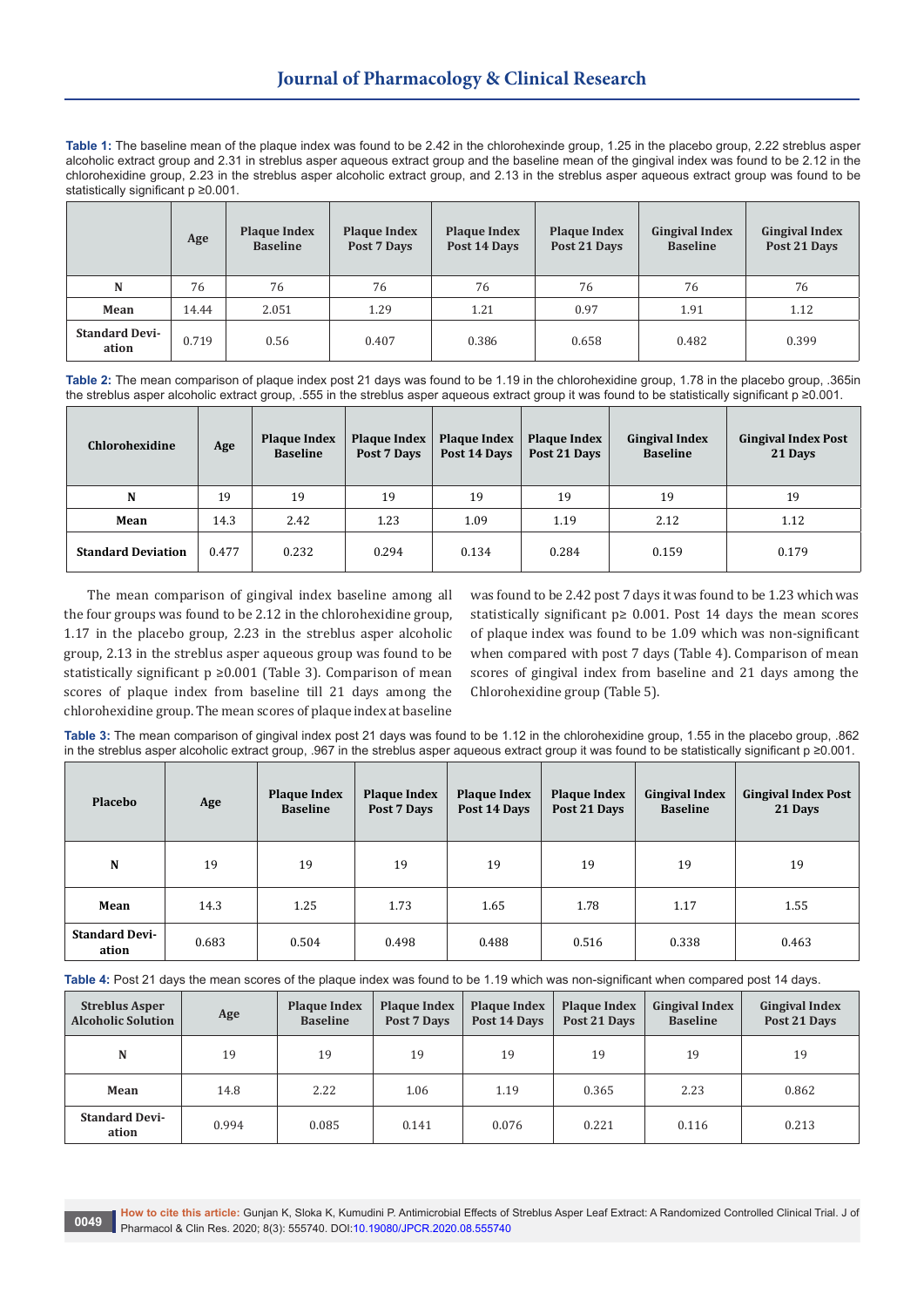**Table 1:** The baseline mean of the plaque index was found to be 2.42 in the chlorohexinde group, 1.25 in the placebo group, 2.22 streblus asper alcoholic extract group and 2.31 in streblus asper aqueous extract group and the baseline mean of the gingival index was found to be 2.12 in the chlorohexidine group, 2.23 in the streblus asper alcoholic extract group, and 2.13 in the streblus asper aqueous extract group was found to be statistically significant p ≥0.001.

| | Age | Plaque Index Baseline | Plaque Index Post 7 Days | Plaque Index Post 14 Days | Plaque Index Post 21 Days | Gingival Index Baseline | Gingival Index Post 21 Days |
|---|---|---|---|---|---|---|---|
| **N** | 76 | 76 | 76 | 76 | 76 | 76 | 76 |
| **Mean** | 14.44 | 2.051 | 1.29 | 1.21 | 0.97 | 1.91 | 1.12 |
| **Standard Deviation** | 0.719 | 0.56 | 0.407 | 0.386 | 0.658 | 0.482 | 0.399 |

**Table 2:** The mean comparison of plaque index post 21 days was found to be 1.19 in the chlorohexidine group, 1.78 in the placebo group, .365in the streblus asper alcoholic extract group, .555 in the streblus asper aqueous extract group it was found to be statistically significant p ≥0.001.

| Chlorohexidine | Age | Plaque Index Baseline | Plaque Index Post 7 Days | Plaque Index Post 14 Days | Plaque Index Post 21 Days | Gingival Index Baseline | Gingival Index Post 21 Days |
|---|---|---|---|---|---|---|---|
| **N** | 19 | 19 | 19 | 19 | 19 | 19 | 19 |
| **Mean** | 14.3 | 2.42 | 1.23 | 1.09 | 1.19 | 2.12 | 1.12 |
| **Standard Deviation** | 0.477 | 0.232 | 0.294 | 0.134 | 0.284 | 0.159 | 0.179 |

The mean comparison of gingival index baseline among all the four groups was found to be 2.12 in the chlorohexidine group, 1.17 in the placebo group, 2.23 in the streblus asper alcoholic group, 2.13 in the streblus asper aqueous group was found to be statistically significant p ≥0.001 (Table 3). Comparison of mean scores of plaque index from baseline till 21 days among the chlorohexidine group. The mean scores of plaque index at baseline was found to be 2.42 post 7 days it was found to be 1.23 which was statistically significant p≥ 0.001. Post 14 days the mean scores of plaque index was found to be 1.09 which was non-significant when compared with post 7 days (Table 4). Comparison of mean scores of gingival index from baseline and 21 days among the Chlorohexidine group (Table 5).

**Table 3:** The mean comparison of gingival index post 21 days was found to be 1.12 in the chlorohexidine group, 1.55 in the placebo group, .862 in the streblus asper alcoholic extract group, .967 in the streblus asper aqueous extract group it was found to be statistically significant p ≥0.001.

| Placebo | Age | Plaque Index Baseline | Plaque Index Post 7 Days | Plaque Index Post 14 Days | Plaque Index Post 21 Days | Gingival Index Baseline | Gingival Index Post 21 Days |
|---|---|---|---|---|---|---|---|
| **N** | 19 | 19 | 19 | 19 | 19 | 19 | 19 |
| **Mean** | 14.3 | 1.25 | 1.73 | 1.65 | 1.78 | 1.17 | 1.55 |
| **Standard Deviation** | 0.683 | 0.504 | 0.498 | 0.488 | 0.516 | 0.338 | 0.463 |

**Table 4:** Post 21 days the mean scores of the plaque index was found to be 1.19 which was non-significant when compared post 14 days.

| Streblus Asper Alcoholic Solution | Age | Plaque Index Baseline | Plaque Index Post 7 Days | Plaque Index Post 14 Days | Plaque Index Post 21 Days | Gingival Index Baseline | Gingival Index Post 21 Days |
|---|---|---|---|---|---|---|---|
| **N** | 19 | 19 | 19 | 19 | 19 | 19 | 19 |
| **Mean** | 14.8 | 2.22 | 1.06 | 1.19 | 0.365 | 2.23 | 0.862 |
| **Standard Deviation** | 0.994 | 0.085 | 0.141 | 0.076 | 0.221 | 0.116 | 0.213 |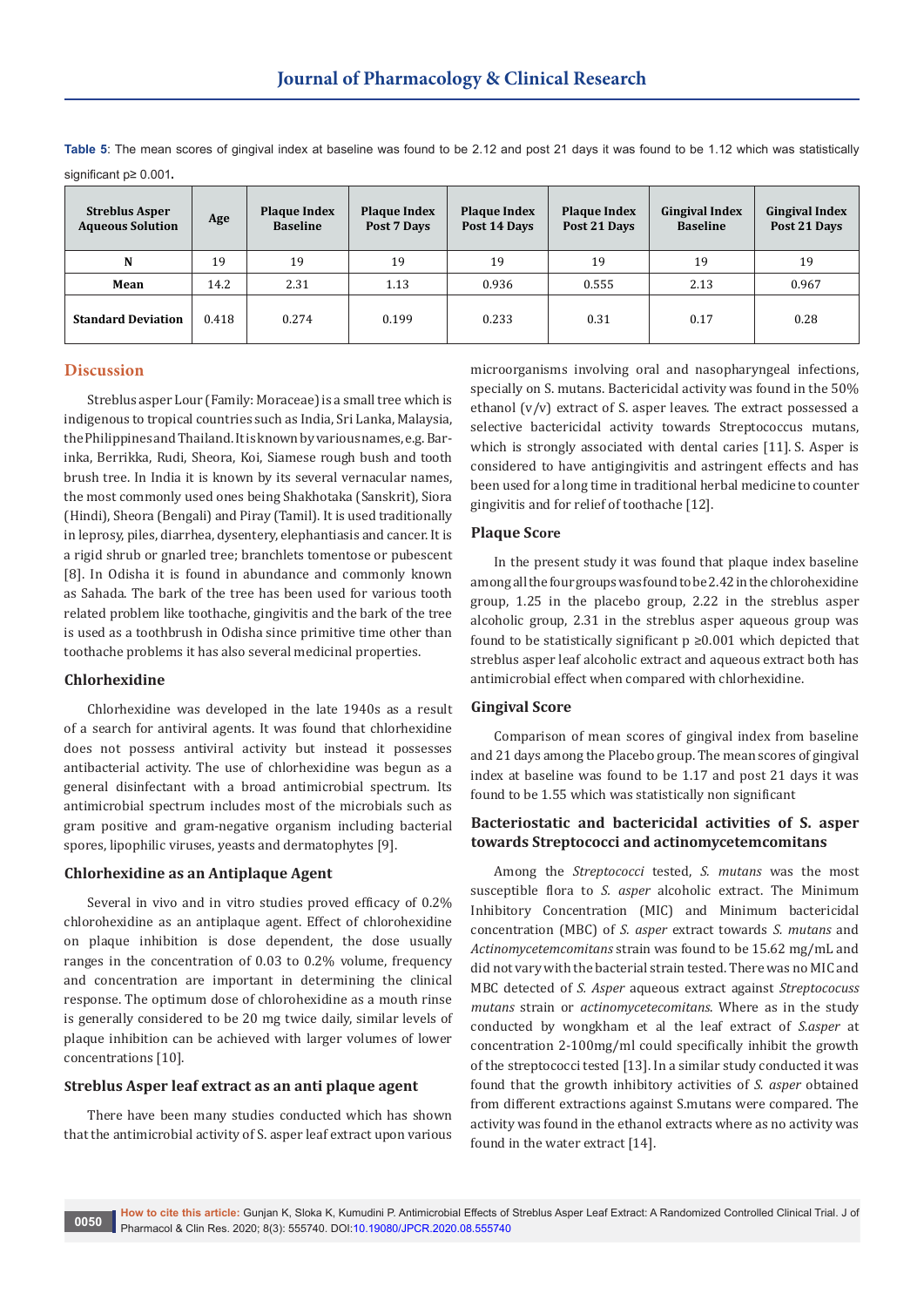**Table 5**: The mean scores of gingival index at baseline was found to be 2.12 and post 21 days it was found to be 1.12 which was statistically significant p≥ 0.001**.**

| Streblus Asper Aqueous Solution | Age | Plaque Index Baseline | Plaque Index Post 7 Days | Plaque Index Post 14 Days | Plaque Index Post 21 Days | Gingival Index Baseline | Gingival Index Post 21 Days |
|---|---|---|---|---|---|---|---|
| **N** | 19 | 19 | 19 | 19 | 19 | 19 | 19 |
| **Mean** | 14.2 | 2.31 | 1.13 | 0.936 | 0.555 | 2.13 | 0.967 |
| **Standard Deviation** | 0.418 | 0.274 | 0.199 | 0.233 | 0.31 | 0.17 | 0.28 |

## Discussion

Streblus asper Lour (Family: Moraceae) is a small tree which is indigenous to tropical countries such as India, Sri Lanka, Malaysia, the Philippines and Thailand. It is known by various names, e.g. Bar-inka, Berrikka, Rudi, Sheora, Koi, Siamese rough bush and tooth brush tree. In India it is known by its several vernacular names, the most commonly used ones being Shakhotaka (Sanskrit), Siora (Hindi), Sheora (Bengali) and Piray (Tamil). It is used traditionally in leprosy, piles, diarrhea, dysentery, elephantiasis and cancer. It is a rigid shrub or gnarled tree; branchlets tomentose or pubescent [8]. In Odisha it is found in abundance and commonly known as Sahada. The bark of the tree has been used for various tooth related problem like toothache, gingivitis and the bark of the tree is used as a toothbrush in Odisha since primitive time other than toothache problems it has also several medicinal properties.

### Chlorhexidine

Chlorhexidine was developed in the late 1940s as a result of a search for antiviral agents. It was found that chlorhexidine does not possess antiviral activity but instead it possesses antibacterial activity. The use of chlorhexidine was begun as a general disinfectant with a broad antimicrobial spectrum. Its antimicrobial spectrum includes most of the microbials such as gram positive and gram-negative organism including bacterial spores, lipophilic viruses, yeasts and dermatophytes [9].

### Chlorhexidine as an Antiplaque Agent

Several in vivo and in vitro studies proved efficacy of 0.2% chlorohexidine as an antiplaque agent. Effect of chlorohexidine on plaque inhibition is dose dependent, the dose usually ranges in the concentration of 0.03 to 0.2% volume, frequency and concentration are important in determining the clinical response. The optimum dose of chlorohexidine as a mouth rinse is generally considered to be 20 mg twice daily, similar levels of plaque inhibition can be achieved with larger volumes of lower concentrations [10].

### Streblus Asper leaf extract as an anti plaque agent

There have been many studies conducted which has shown that the antimicrobial activity of S. asper leaf extract upon various microorganisms involving oral and nasopharyngeal infections, specially on S. mutans. Bactericidal activity was found in the 50% ethanol (v/v) extract of S. asper leaves. The extract possessed a selective bactericidal activity towards Streptococcus mutans, which is strongly associated with dental caries [11]. S. Asper is considered to have antigingivitis and astringent effects and has been used for a long time in traditional herbal medicine to counter gingivitis and for relief of toothache [12].

### Plaque Score

In the present study it was found that plaque index baseline among all the four groups was found to be 2.42 in the chlorohexidine group, 1.25 in the placebo group, 2.22 in the streblus asper alcoholic group, 2.31 in the streblus asper aqueous group was found to be statistically significant p ≥0.001 which depicted that streblus asper leaf alcoholic extract and aqueous extract both has antimicrobial effect when compared with chlorhexidine.

### Gingival Score

Comparison of mean scores of gingival index from baseline and 21 days among the Placebo group. The mean scores of gingival index at baseline was found to be 1.17 and post 21 days it was found to be 1.55 which was statistically non significant

### Bacteriostatic and bactericidal activities of S. asper towards Streptococci and actinomycetemcomitans

Among the *Streptococci* tested, *S. mutans* was the most susceptible flora to *S. asper* alcoholic extract. The Minimum Inhibitory Concentration (MIC) and Minimum bactericidal concentration (MBC) of *S. asper* extract towards *S. mutans* and *Actinomycetemcomitans* strain was found to be 15.62 mg/mL and did not vary with the bacterial strain tested. There was no MIC and MBC detected of *S. Asper* aqueous extract against *Streptococuss mutans* strain or *actinomycetemcomitans*. Where as in the study conducted by wongkham et al the leaf extract of *S.asper* at concentration 2-100mg/ml could specifically inhibit the growth of the streptococci tested [13]. In a similar study conducted it was found that the growth inhibitory activities of *S. asper* obtained from different extractions against S.mutans were compared. The activity was found in the ethanol extracts where as no activity was found in the water extract [14].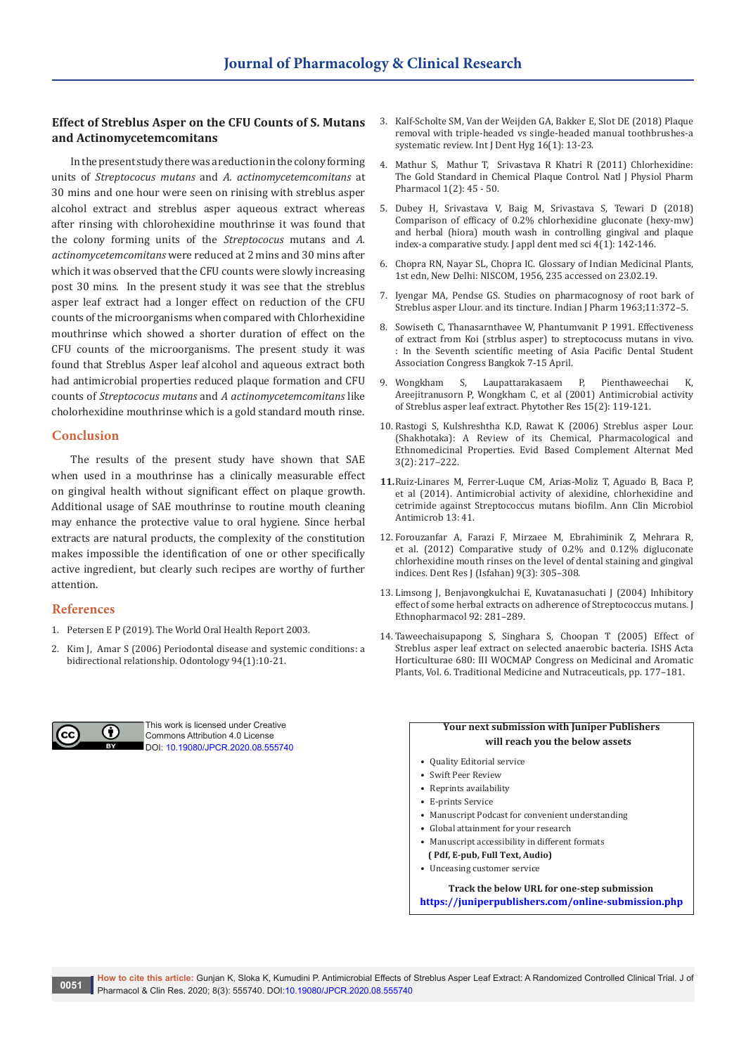## Effect of Streblus Asper on the CFU Counts of S. Mutans and Actinomycetemcomitans

In the present study there was a reduction in the colony forming units of *Streptococus mutans* and *A. actinomycetemcomitans* at 30 mins and one hour were seen on rinising with streblus asper alcohol extract and streblus asper aqueous extract whereas after rinsing with chlorohexidine mouthrinse it was found that the colony forming units of the *Streptococus* mutans and *A. actinomycetemcomitans* were reduced at 2 mins and 30 mins after which it was observed that the CFU counts were slowly increasing post 30 mins. In the present study it was see that the streblus asper leaf extract had a longer effect on reduction of the CFU counts of the microorganisms when compared with Chlorhexidine mouthrinse which showed a shorter duration of effect on the CFU counts of the microorganisms. The present study it was found that Streblus Asper leaf alcohol and aqueous extract both had antimicrobial properties reduced plaque formation and CFU counts of *Streptococcus mutans* and *A actinomycetemcomitans* like cholorhexidine mouthrinse which is a gold standard mouth rinse.

## Conclusion

The results of the present study have shown that SAE when used in a mouthrinse has a clinically measurable effect on gingival health without significant effect on plaque growth. Additional usage of SAE mouthrinse to routine mouth cleaning may enhance the protective value to oral hygiene. Since herbal extracts are natural products, the complexity of the constitution makes impossible the identification of one or other specifically active ingredient, but clearly such recipes are worthy of further attention.

## References

1. Petersen E P (2019). The World Oral Health Report 2003.
2. Kim J, Amar S (2006) Periodontal disease and systemic conditions: a bidirectional relationship. Odontology 94(1):10-21.
3. Kalf-Scholte SM, Van der Weijden GA, Bakker E, Slot DE (2018) Plaque removal with triple-headed vs single-headed manual toothbrushes-a systematic review. Int J Dent Hyg 16(1): 13-23.
4. Mathur S, Mathur T, Srivastava R Khatri R (2011) Chlorhexidine: The Gold Standard in Chemical Plaque Control. Natl J Physiol Pharm Pharmacol 1(2): 45 - 50.
5. Dubey H, Srivastava V, Baig M, Srivastava S, Tewari D (2018) Comparison of efficacy of 0.2% chlorhexidine gluconate (hexy-mw) and herbal (hiora) mouth wash in controlling gingival and plaque index-a comparative study. J appl dent med sci 4(1): 142-146.
6. Chopra RN, Nayar SL, Chopra IC. Glossary of Indian Medicinal Plants, 1st edn, New Delhi: NISCOM, 1956, 235 accessed on 23.02.19.
7. Iyengar MA, Pendse GS. Studies on pharmacognosy of root bark of Streblus asper Llour. and its tincture. Indian J Pharm 1963;11:372–5.
8. Sowiseth C, Thanasarnthavee W, Phantumvanit P 1991. Effectiveness of extract from Koi (strblus asper) to streptococus mutans in vivo. : In the Seventh scientific meeting of Asia Pacific Dental Student Association Congress Bangkok 7-15 April.
9. Wongkham S, Laupattarakasaem P, Pienthaweechai K, Areejitranusorn P, Wongkham C, et al (2001) Antimicrobial activity of Streblus asper leaf extract. Phytother Res 15(2): 119-121.
10. Rastogi S, Kulshreshtha K.D, Rawat K (2006) Streblus asper Lour. (Shakhotaka): A Review of its Chemical, Pharmacological and Ethnomedicinal Properties. Evid Based Complement Alternat Med 3(2): 217–222.
11. Ruiz-Linares M, Ferrer-Luque CM, Arias-Moliz T, Aguado B, Baca P, et al (2014). Antimicrobial activity of alexidine, chlorhexidine and cetrimide against Streptococcus mutans biofilm. Ann Clin Microbiol Antimicrob 13: 41.
12. Forouzanfar A, Farazi F, Mirzaee M, Ebrahiminik Z, Mehrara R, et al. (2012) Comparative study of 0.2% and 0.12% digluconate chlorhexidine mouth rinses on the level of dental staining and gingival indices. Dent Res J (Isfahan) 9(3): 305–308.
13. Limsong J, Benjavongkulchai E, Kuvatanasuchati J (2004) Inhibitory effect of some herbal extracts on adherence of Streptococcus mutans. J Ethnopharmacol 92: 281–289.
14. Taweechaisupapong S, Singhara S, Choopan T (2005) Effect of Streblus asper leaf extract on selected anaerobic bacteria. ISHS Acta Horticulturae 680: III WOCMAP Congress on Medicinal and Aromatic Plants, Vol. 6. Traditional Medicine and Nutraceuticals, pp. 177–181.

This work is licensed under Creative Commons Attribution 4.0 License
DOI: 10.19080/JPCR.2020.08.555740

**Your next submission with Juniper Publishers will reach you the below assets**

- Quality Editorial service
- Swift Peer Review
- Reprints availability
- E-prints Service
- Manuscript Podcast for convenient understanding
- Global attainment for your research
- Manuscript accessibility in different formats **( Pdf, E-pub, Full Text, Audio)**
- Unceasing customer service

**Track the below URL for one-step submission**
**https://juniperpublishers.com/online-submission.php**

**How to cite this article:** Gunjan K, Sloka K, Kumudini P. Antimicrobial Effects of Streblus Asper Leaf Extract: A Randomized Controlled Clinical Trial. J of Pharmacol & Clin Res. 2020; 8(3): 555740. DOI:10.19080/JPCR.2020.08.555740